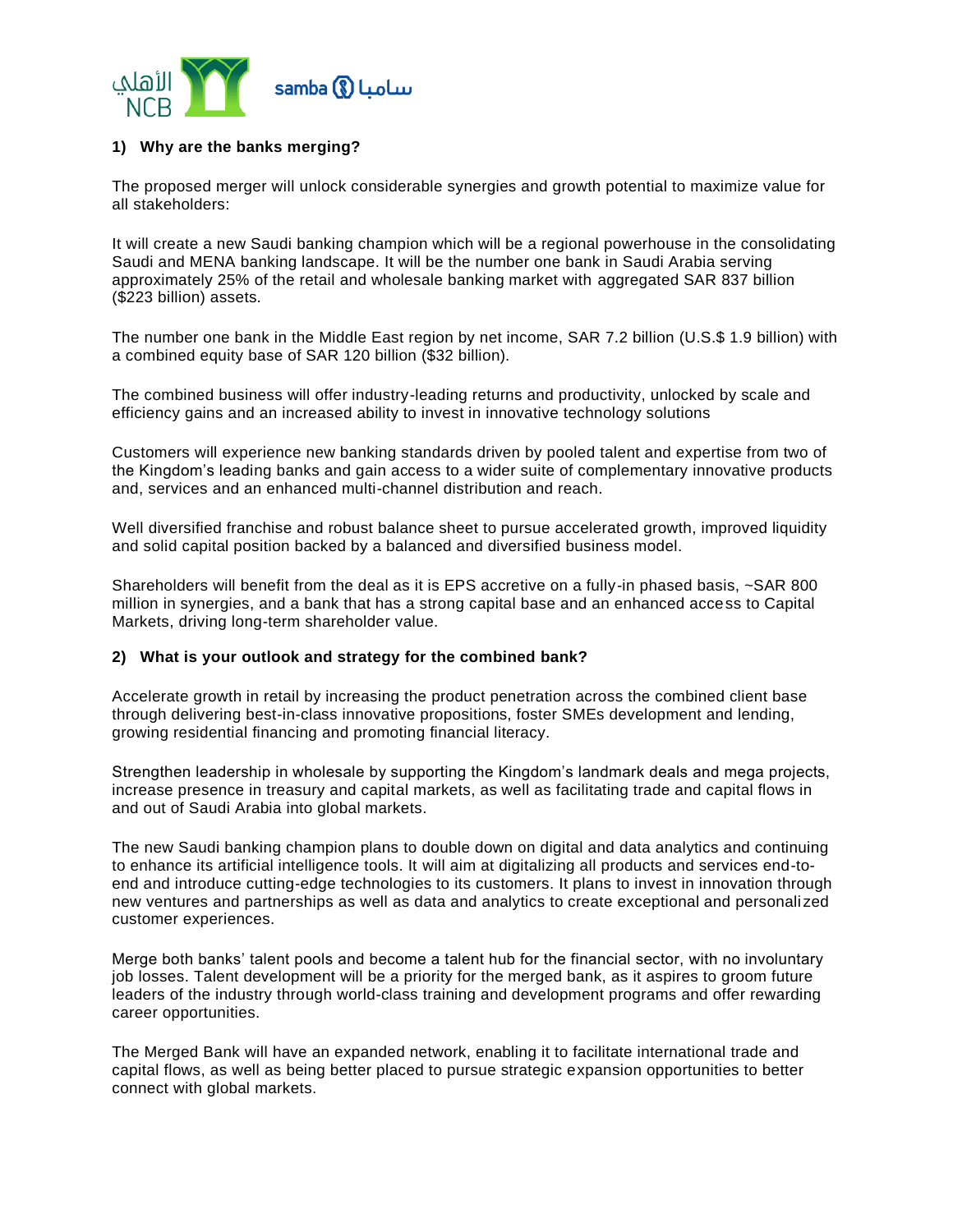## 1) Why are the banks merging?

The proposed merger will unlock considerable synergies and growth potential to maximize value for all stakeholders:

It will create a new Saudi banking champion which will be a regional powerhouse in the consolidating Saudi and MENA banking landscape. It will be the number one bank in Saudi Arabia serving approximately 25% of the retail and wholesale banking market with aggregated SAR 837 billion ($223 billion) assets.

The number one bank in the Middle East region by net income, SAR 7.2 billion (U.S.$ 1.9 billion) with a combined equity base of SAR 120 billion ($32 billion).

The combined business will offer industry-leading returns and productivity, unlocked by scale and efficiency gains and an increased ability to invest in innovative technology solutions

Customers will experience new banking standards driven by pooled talent and expertise from two of the Kingdom's leading banks and gain access to a wider suite of complementary innovative products and, services and an enhanced multi-channel distribution and reach.

Well diversified franchise and robust balance sheet to pursue accelerated growth, improved liquidity and solid capital position backed by a balanced and diversified business model.

Shareholders will benefit from the deal as it is EPS accretive on a fully-in phased basis, ~SAR 800 million in synergies, and a bank that has a strong capital base and an enhanced access to Capital Markets, driving long-term shareholder value.

## 2) What is your outlook and strategy for the combined bank?

Accelerate growth in retail by increasing the product penetration across the combined client base through delivering best-in-class innovative propositions, foster SMEs development and lending, growing residential financing and promoting financial literacy.

Strengthen leadership in wholesale by supporting the Kingdom's landmark deals and mega projects, increase presence in treasury and capital markets, as well as facilitating trade and capital flows in and out of Saudi Arabia into global markets.

The new Saudi banking champion plans to double down on digital and data analytics and continuing to enhance its artificial intelligence tools. It will aim at digitalizing all products and services end-to-end and introduce cutting-edge technologies to its customers. It plans to invest in innovation through new ventures and partnerships as well as data and analytics to create exceptional and personalized customer experiences.

Merge both banks' talent pools and become a talent hub for the financial sector, with no involuntary job losses. Talent development will be a priority for the merged bank, as it aspires to groom future leaders of the industry through world-class training and development programs and offer rewarding career opportunities.

The Merged Bank will have an expanded network, enabling it to facilitate international trade and capital flows, as well as being better placed to pursue strategic expansion opportunities to better connect with global markets.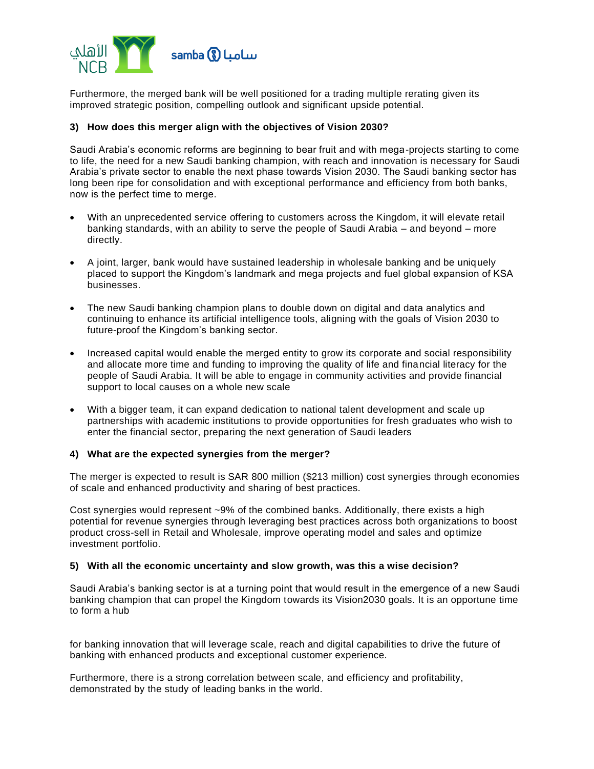Furthermore, the merged bank will be well positioned for a trading multiple rerating given its improved strategic position, compelling outlook and significant upside potential.

**3) How does this merger align with the objectives of Vision 2030?**

Saudi Arabia's economic reforms are beginning to bear fruit and with mega-projects starting to come to life, the need for a new Saudi banking champion, with reach and innovation is necessary for Saudi Arabia's private sector to enable the next phase towards Vision 2030. The Saudi banking sector has long been ripe for consolidation and with exceptional performance and efficiency from both banks, now is the perfect time to merge.

- With an unprecedented service offering to customers across the Kingdom, it will elevate retail banking standards, with an ability to serve the people of Saudi Arabia – and beyond – more directly.
- A joint, larger, bank would have sustained leadership in wholesale banking and be uniquely placed to support the Kingdom's landmark and mega projects and fuel global expansion of KSA businesses.
- The new Saudi banking champion plans to double down on digital and data analytics and continuing to enhance its artificial intelligence tools, aligning with the goals of Vision 2030 to future-proof the Kingdom's banking sector.
- Increased capital would enable the merged entity to grow its corporate and social responsibility and allocate more time and funding to improving the quality of life and financial literacy for the people of Saudi Arabia. It will be able to engage in community activities and provide financial support to local causes on a whole new scale
- With a bigger team, it can expand dedication to national talent development and scale up partnerships with academic institutions to provide opportunities for fresh graduates who wish to enter the financial sector, preparing the next generation of Saudi leaders

**4) What are the expected synergies from the merger?**

The merger is expected to result is SAR 800 million ($213 million) cost synergies through economies of scale and enhanced productivity and sharing of best practices.

Cost synergies would represent ~9% of the combined banks. Additionally, there exists a high potential for revenue synergies through leveraging best practices across both organizations to boost product cross-sell in Retail and Wholesale, improve operating model and sales and optimize investment portfolio.

**5) With all the economic uncertainty and slow growth, was this a wise decision?**

Saudi Arabia's banking sector is at a turning point that would result in the emergence of a new Saudi banking champion that can propel the Kingdom towards its Vision2030 goals. It is an opportune time to form a hub for banking innovation that will leverage scale, reach and digital capabilities to drive the future of banking with enhanced products and exceptional customer experience.

Furthermore, there is a strong correlation between scale, and efficiency and profitability, demonstrated by the study of leading banks in the world.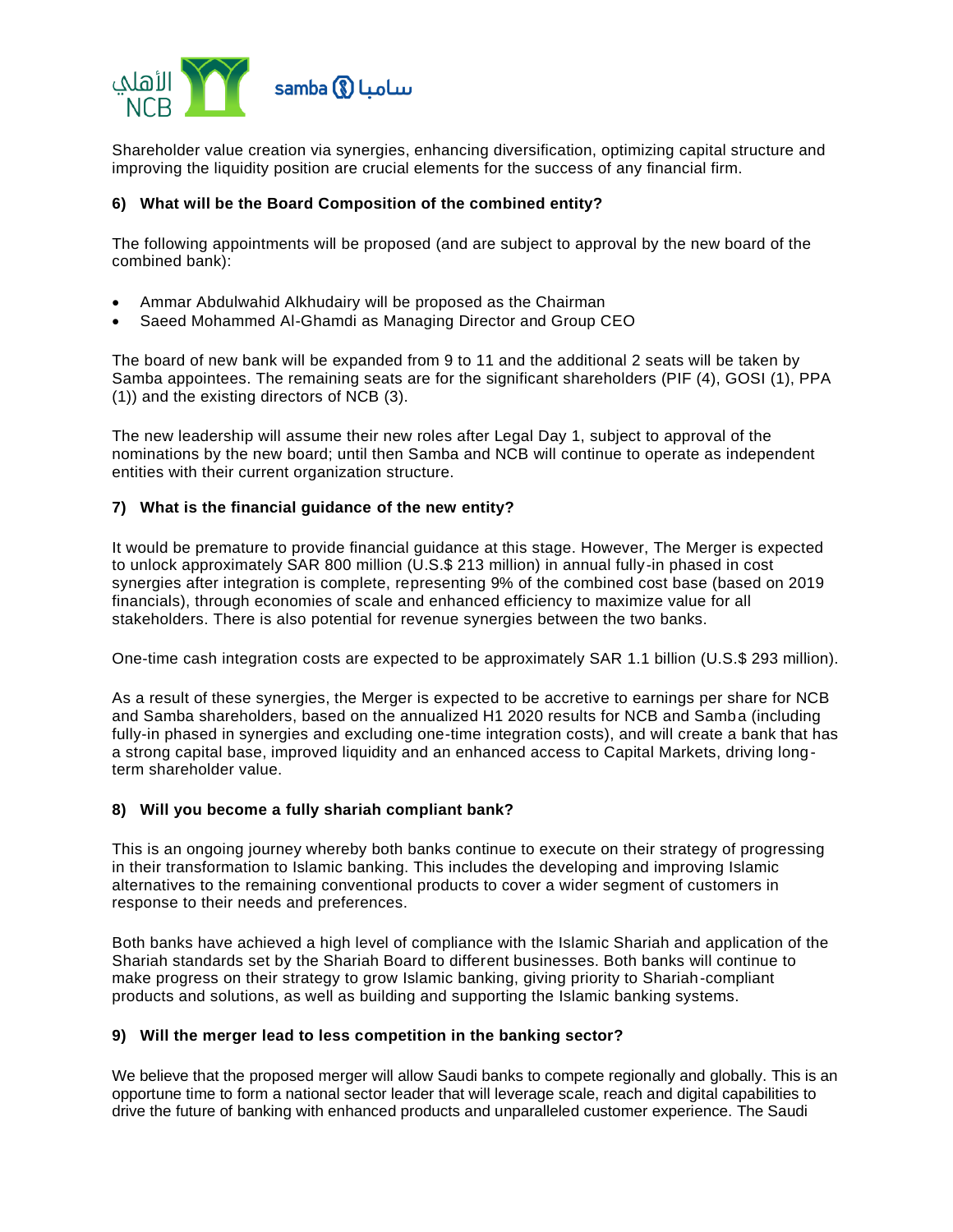Shareholder value creation via synergies, enhancing diversification, optimizing capital structure and improving the liquidity position are crucial elements for the success of any financial firm.

**6) What will be the Board Composition of the combined entity?**

The following appointments will be proposed (and are subject to approval by the new board of the combined bank):

- Ammar Abdulwahid Alkhudairy will be proposed as the Chairman
- Saeed Mohammed Al-Ghamdi as Managing Director and Group CEO

The board of new bank will be expanded from 9 to 11 and the additional 2 seats will be taken by Samba appointees. The remaining seats are for the significant shareholders (PIF (4), GOSI (1), PPA (1)) and the existing directors of NCB (3).

The new leadership will assume their new roles after Legal Day 1, subject to approval of the nominations by the new board; until then Samba and NCB will continue to operate as independent entities with their current organization structure.

**7) What is the financial guidance of the new entity?**

It would be premature to provide financial guidance at this stage. However, The Merger is expected to unlock approximately SAR 800 million (U.S.$ 213 million) in annual fully-in phased in cost synergies after integration is complete, representing 9% of the combined cost base (based on 2019 financials), through economies of scale and enhanced efficiency to maximize value for all stakeholders. There is also potential for revenue synergies between the two banks.

One-time cash integration costs are expected to be approximately SAR 1.1 billion (U.S.$ 293 million).

As a result of these synergies, the Merger is expected to be accretive to earnings per share for NCB and Samba shareholders, based on the annualized H1 2020 results for NCB and Samba (including fully-in phased in synergies and excluding one-time integration costs), and will create a bank that has a strong capital base, improved liquidity and an enhanced access to Capital Markets, driving long-term shareholder value.

**8) Will you become a fully shariah compliant bank?**

This is an ongoing journey whereby both banks continue to execute on their strategy of progressing in their transformation to Islamic banking. This includes the developing and improving Islamic alternatives to the remaining conventional products to cover a wider segment of customers in response to their needs and preferences.

Both banks have achieved a high level of compliance with the Islamic Shariah and application of the Shariah standards set by the Shariah Board to different businesses. Both banks will continue to make progress on their strategy to grow Islamic banking, giving priority to Shariah-compliant products and solutions, as well as building and supporting the Islamic banking systems.

**9) Will the merger lead to less competition in the banking sector?**

We believe that the proposed merger will allow Saudi banks to compete regionally and globally. This is an opportune time to form a national sector leader that will leverage scale, reach and digital capabilities to drive the future of banking with enhanced products and unparalleled customer experience. The Saudi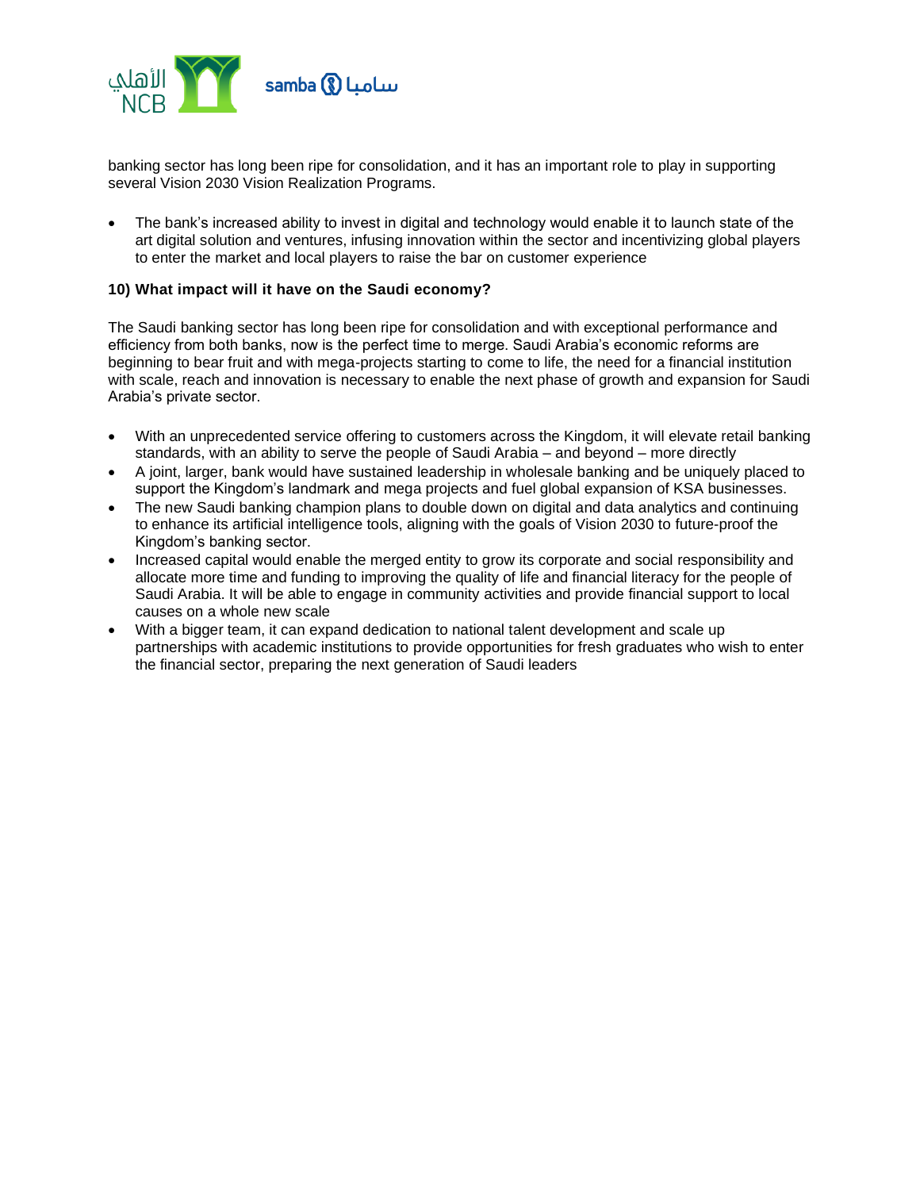banking sector has long been ripe for consolidation, and it has an important role to play in supporting several Vision 2030 Vision Realization Programs.

- The bank's increased ability to invest in digital and technology would enable it to launch state of the art digital solution and ventures, infusing innovation within the sector and incentivizing global players to enter the market and local players to raise the bar on customer experience

**10) What impact will it have on the Saudi economy?**

The Saudi banking sector has long been ripe for consolidation and with exceptional performance and efficiency from both banks, now is the perfect time to merge. Saudi Arabia's economic reforms are beginning to bear fruit and with mega-projects starting to come to life, the need for a financial institution with scale, reach and innovation is necessary to enable the next phase of growth and expansion for Saudi Arabia's private sector.

- With an unprecedented service offering to customers across the Kingdom, it will elevate retail banking standards, with an ability to serve the people of Saudi Arabia – and beyond – more directly
- A joint, larger, bank would have sustained leadership in wholesale banking and be uniquely placed to support the Kingdom's landmark and mega projects and fuel global expansion of KSA businesses.
- The new Saudi banking champion plans to double down on digital and data analytics and continuing to enhance its artificial intelligence tools, aligning with the goals of Vision 2030 to future-proof the Kingdom's banking sector.
- Increased capital would enable the merged entity to grow its corporate and social responsibility and allocate more time and funding to improving the quality of life and financial literacy for the people of Saudi Arabia. It will be able to engage in community activities and provide financial support to local causes on a whole new scale
- With a bigger team, it can expand dedication to national talent development and scale up partnerships with academic institutions to provide opportunities for fresh graduates who wish to enter the financial sector, preparing the next generation of Saudi leaders